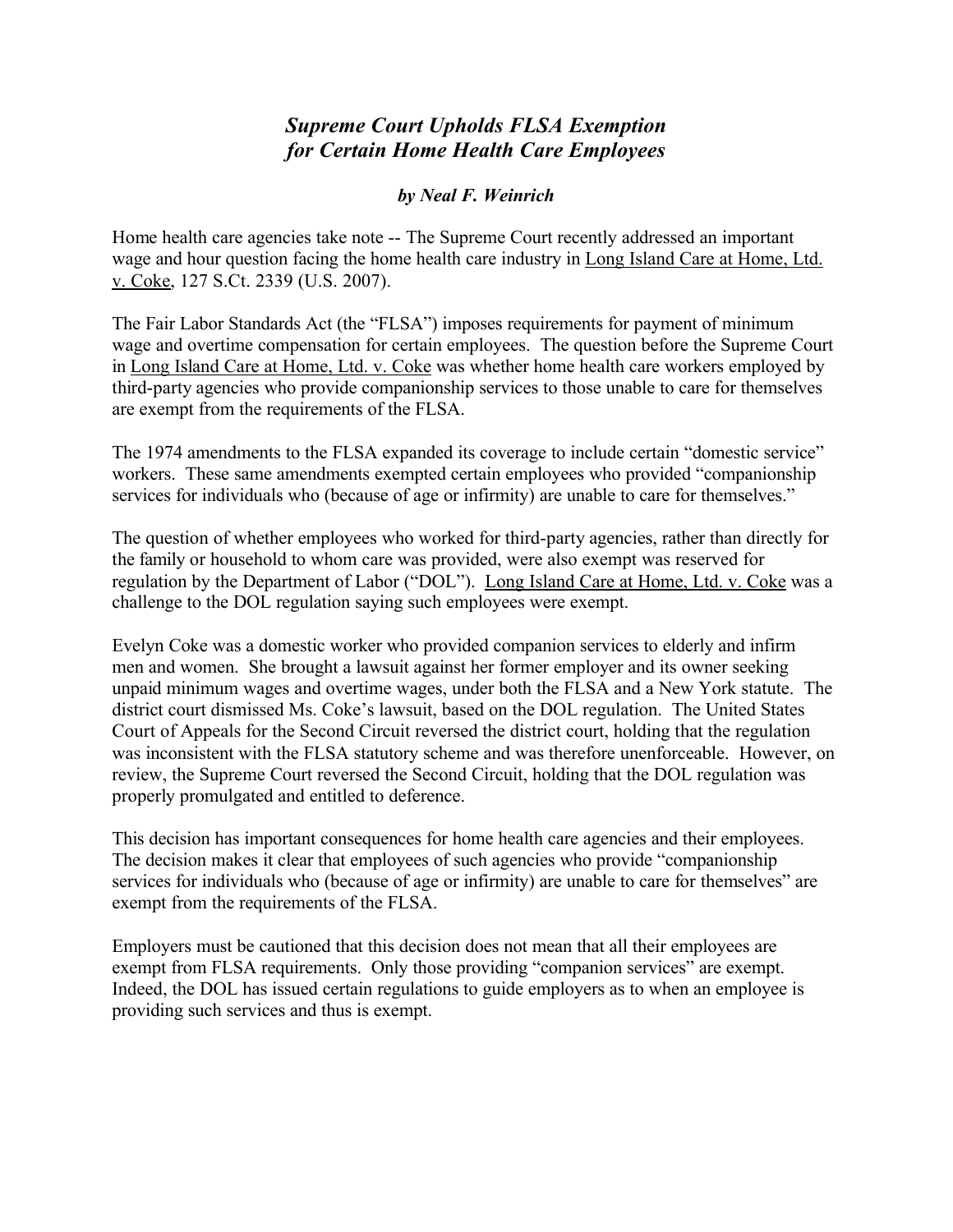# *Supreme Court Upholds FLSA Exemption for Certain Home Health Care Employees*

***by Neal F. Weinrich***

Home health care agencies take note -- The Supreme Court recently addressed an important wage and hour question facing the home health care industry in Long Island Care at Home, Ltd. v. Coke, 127 S.Ct. 2339 (U.S. 2007).

The Fair Labor Standards Act (the "FLSA") imposes requirements for payment of minimum wage and overtime compensation for certain employees. The question before the Supreme Court in Long Island Care at Home, Ltd. v. Coke was whether home health care workers employed by third-party agencies who provide companionship services to those unable to care for themselves are exempt from the requirements of the FLSA.

The 1974 amendments to the FLSA expanded its coverage to include certain "domestic service" workers. These same amendments exempted certain employees who provided "companionship services for individuals who (because of age or infirmity) are unable to care for themselves."

The question of whether employees who worked for third-party agencies, rather than directly for the family or household to whom care was provided, were also exempt was reserved for regulation by the Department of Labor ("DOL"). Long Island Care at Home, Ltd. v. Coke was a challenge to the DOL regulation saying such employees were exempt.

Evelyn Coke was a domestic worker who provided companion services to elderly and infirm men and women. She brought a lawsuit against her former employer and its owner seeking unpaid minimum wages and overtime wages, under both the FLSA and a New York statute. The district court dismissed Ms. Coke's lawsuit, based on the DOL regulation. The United States Court of Appeals for the Second Circuit reversed the district court, holding that the regulation was inconsistent with the FLSA statutory scheme and was therefore unenforceable. However, on review, the Supreme Court reversed the Second Circuit, holding that the DOL regulation was properly promulgated and entitled to deference.

This decision has important consequences for home health care agencies and their employees. The decision makes it clear that employees of such agencies who provide "companionship services for individuals who (because of age or infirmity) are unable to care for themselves" are exempt from the requirements of the FLSA.

Employers must be cautioned that this decision does not mean that all their employees are exempt from FLSA requirements. Only those providing "companion services" are exempt. Indeed, the DOL has issued certain regulations to guide employers as to when an employee is providing such services and thus is exempt.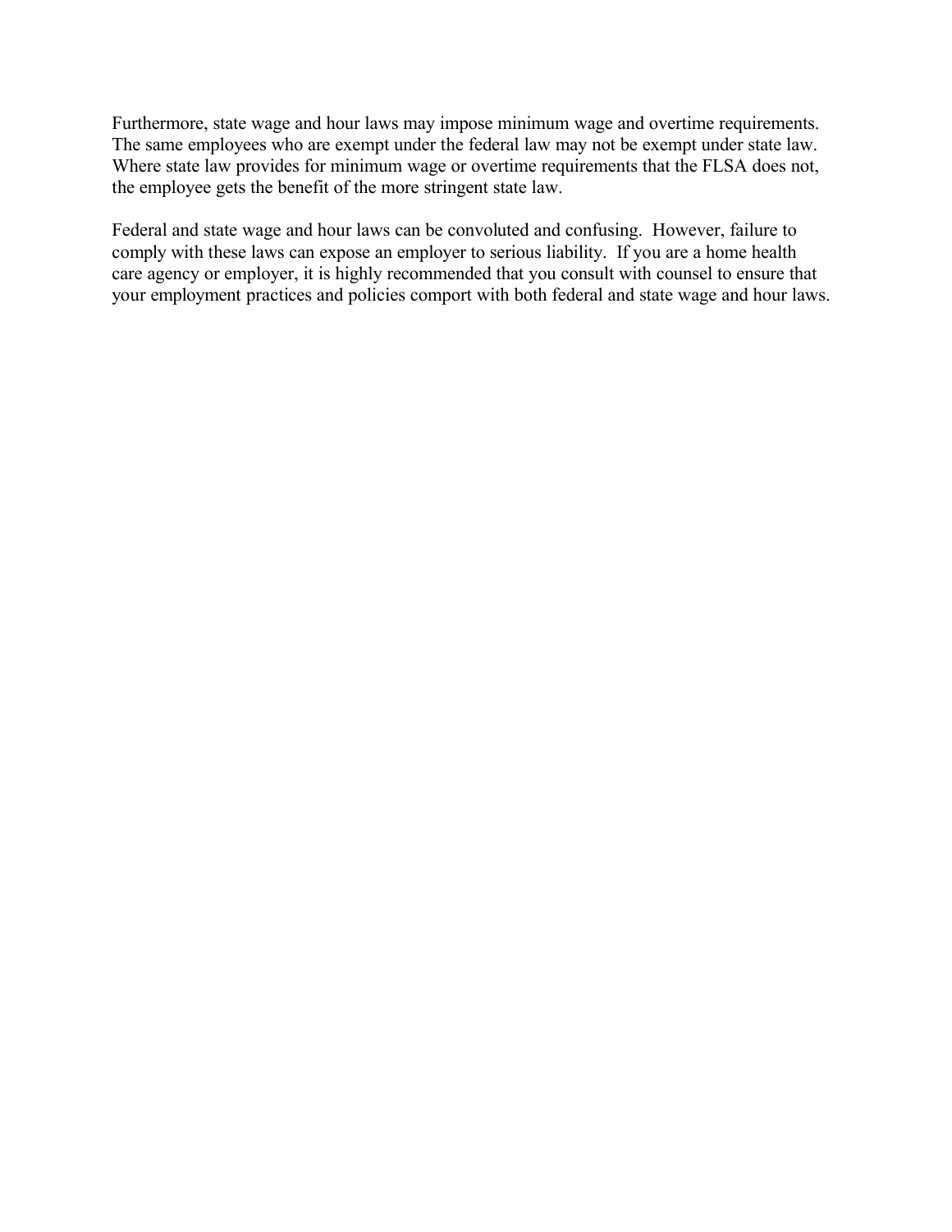Furthermore, state wage and hour laws may impose minimum wage and overtime requirements. The same employees who are exempt under the federal law may not be exempt under state law. Where state law provides for minimum wage or overtime requirements that the FLSA does not, the employee gets the benefit of the more stringent state law.

Federal and state wage and hour laws can be convoluted and confusing. However, failure to comply with these laws can expose an employer to serious liability. If you are a home health care agency or employer, it is highly recommended that you consult with counsel to ensure that your employment practices and policies comport with both federal and state wage and hour laws.